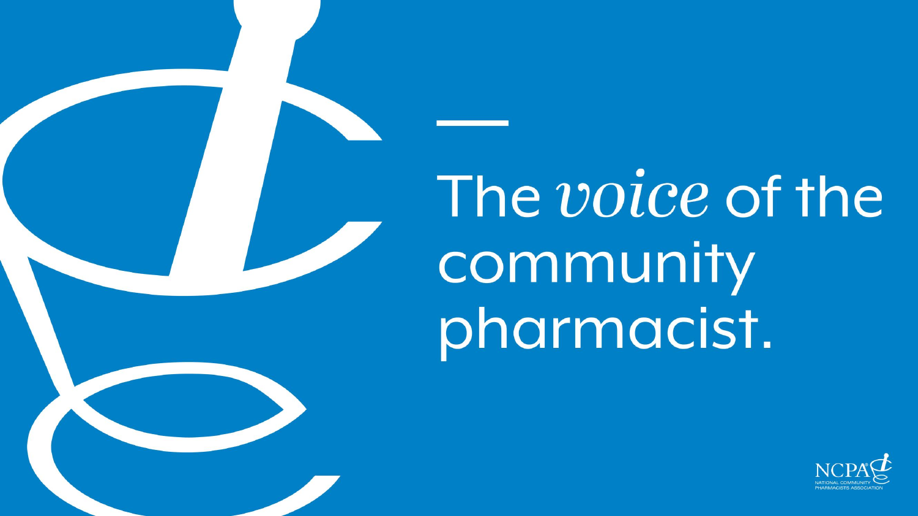# The *voice* of the community pharmacist.

NCPA

NATIONAL COMMUNITY PHARMACISTS ASSOCIATION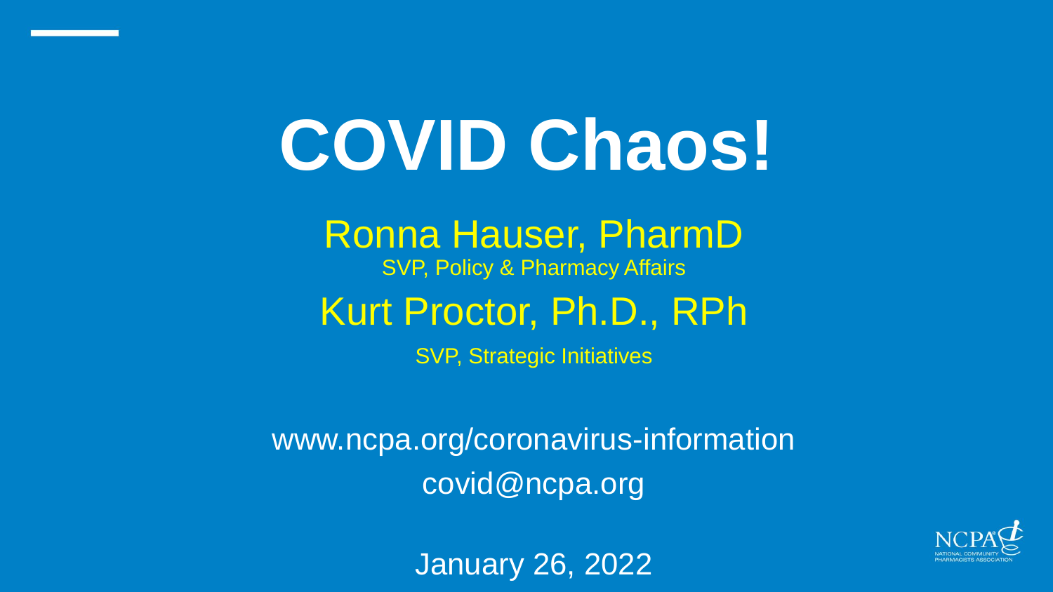# COVID Chaos!

Ronna Hauser, PharmD

SVP, Policy & Pharmacy Affairs

Kurt Proctor, Ph.D., RPh

SVP, Strategic Initiatives

www.ncpa.org/coronavirus-information

covid@ncpa.org

January 26, 2022

NCPA

NATIONAL COMMUNITY PHARMACISTS ASSOCIATION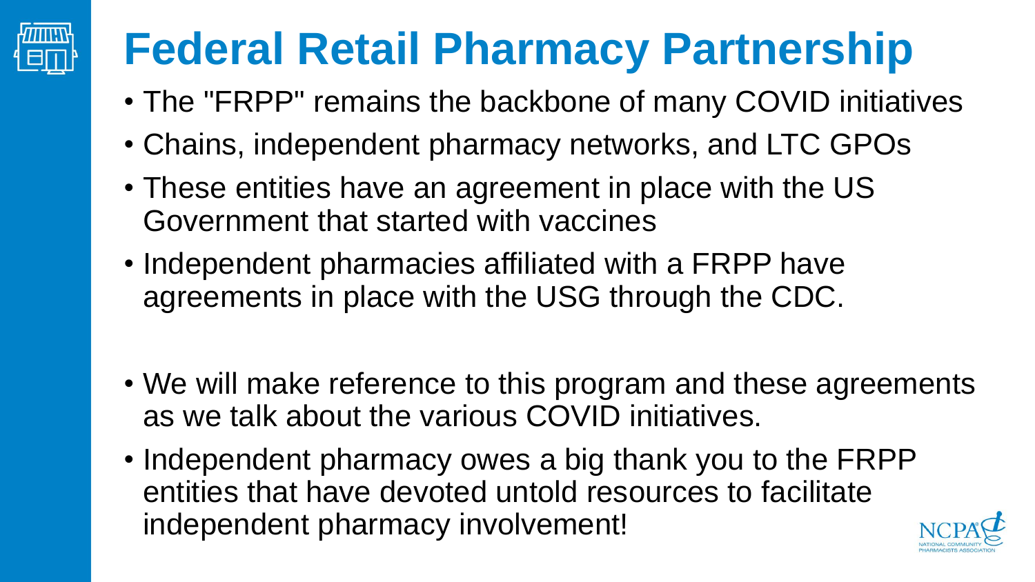# Federal Retail Pharmacy Partnership

- The "FRPP" remains the backbone of many COVID initiatives
- Chains, independent pharmacy networks, and LTC GPOs
- These entities have an agreement in place with the US Government that started with vaccines
- Independent pharmacies affiliated with a FRPP have agreements in place with the USG through the CDC.

- We will make reference to this program and these agreements as we talk about the various COVID initiatives.
- Independent pharmacy owes a big thank you to the FRPP entities that have devoted untold resources to facilitate independent pharmacy involvement!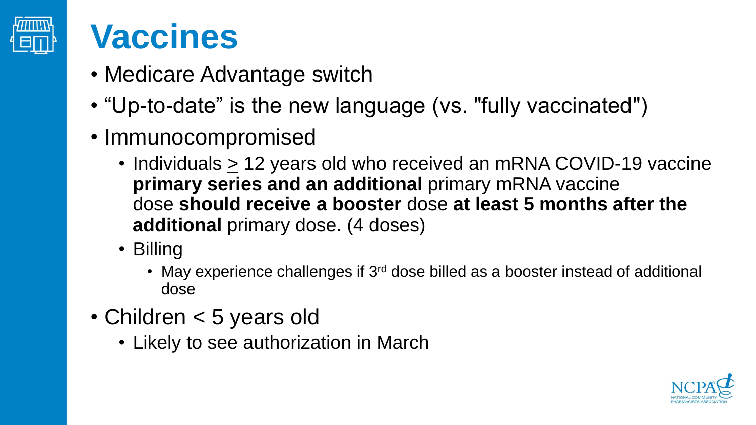# Vaccines

- Medicare Advantage switch
- “Up-to-date” is the new language (vs. "fully vaccinated")
- Immunocompromised
  - Individuals $\geq$ 12 years old who received an mRNA COVID-19 vaccine **primary series and an additional** primary mRNA vaccine dose **should receive a booster** dose **at least 5 months after the additional** primary dose. (4 doses)
  - Billing
    - May experience challenges if 3rd dose billed as a booster instead of additional dose
- Children < 5 years old
  - Likely to see authorization in March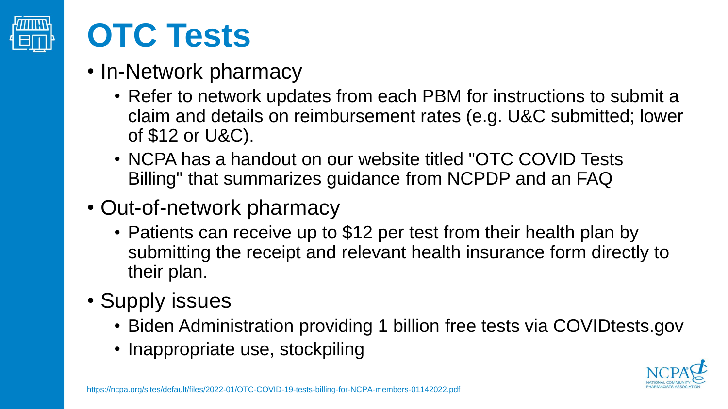# OTC Tests

- In-Network pharmacy
  - Refer to network updates from each PBM for instructions to submit a claim and details on reimbursement rates (e.g. U&C submitted; lower of $12 or U&C).
  - NCPA has a handout on our website titled "OTC COVID Tests Billing" that summarizes guidance from NCPDP and an FAQ
- Out-of-network pharmacy
  - Patients can receive up to $12 per test from their health plan by submitting the receipt and relevant health insurance form directly to their plan.
- Supply issues
  - Biden Administration providing 1 billion free tests via COVIDtests.gov
  - Inappropriate use, stockpiling

https://ncpa.org/sites/default/files/2022-01/OTC-COVID-19-tests-billing-for-NCPA-members-01142022.pdf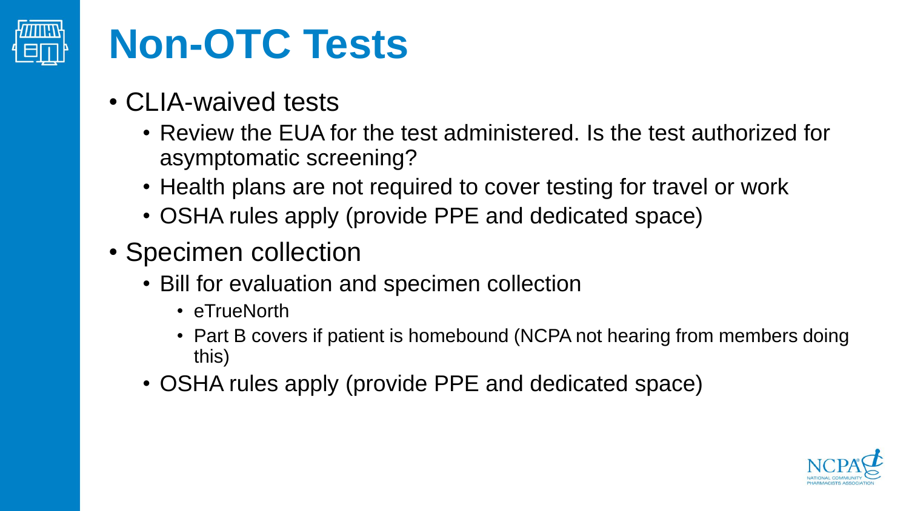# Non-OTC Tests

- CLIA-waived tests
  - Review the EUA for the test administered. Is the test authorized for asymptomatic screening?
  - Health plans are not required to cover testing for travel or work
  - OSHA rules apply (provide PPE and dedicated space)
- Specimen collection
  - Bill for evaluation and specimen collection
    - eTrueNorth
    - Part B covers if patient is homebound (NCPA not hearing from members doing this)
  - OSHA rules apply (provide PPE and dedicated space)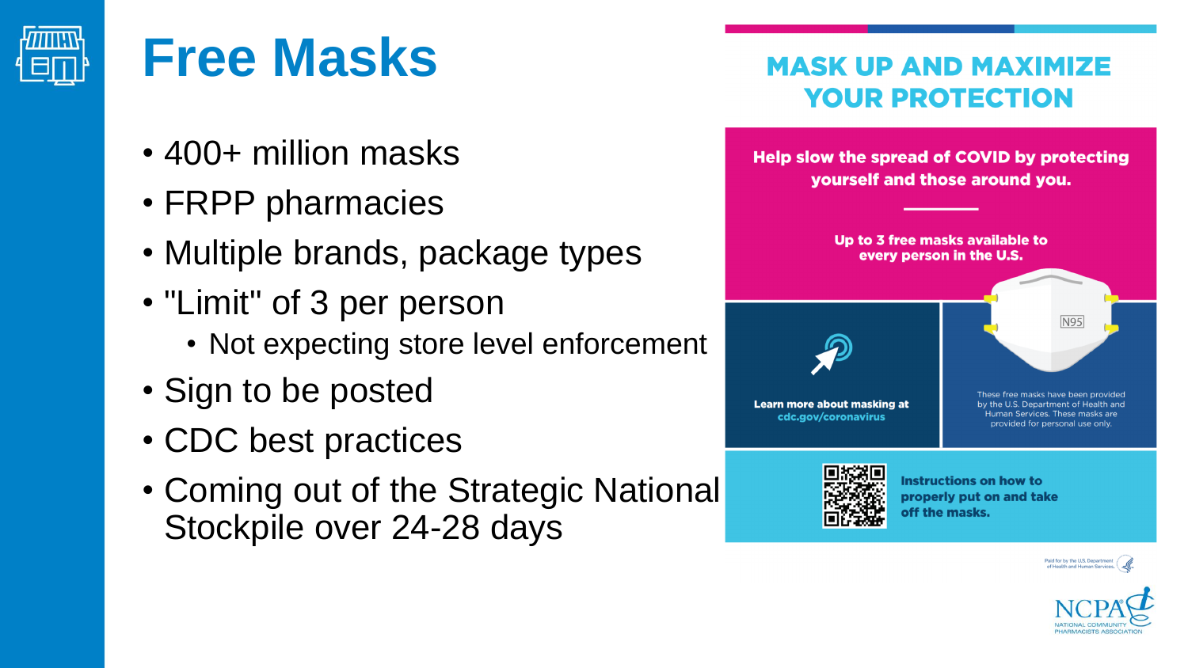# Free Masks

- 400+ million masks
- FRPP pharmacies
- Multiple brands, package types
- "Limit" of 3 per person
  - Not expecting store level enforcement
- Sign to be posted
- CDC best practices
- Coming out of the Strategic National Stockpile over 24-28 days

## MASK UP AND MAXIMIZE YOUR PROTECTION

**Help slow the spread of COVID by protecting yourself and those around you.**

**Up to 3 free masks available to every person in the U.S.**

**Learn more about masking at cdc.gov/coronavirus**

N95

These free masks have been provided by the U.S. Department of Health and Human Services. These masks are provided for personal use only.

**Instructions on how to properly put on and take off the masks.**

Paid for by the U.S. Department of Health and Human Services.

NCPA NATIONAL COMMUNITY PHARMACISTS ASSOCIATION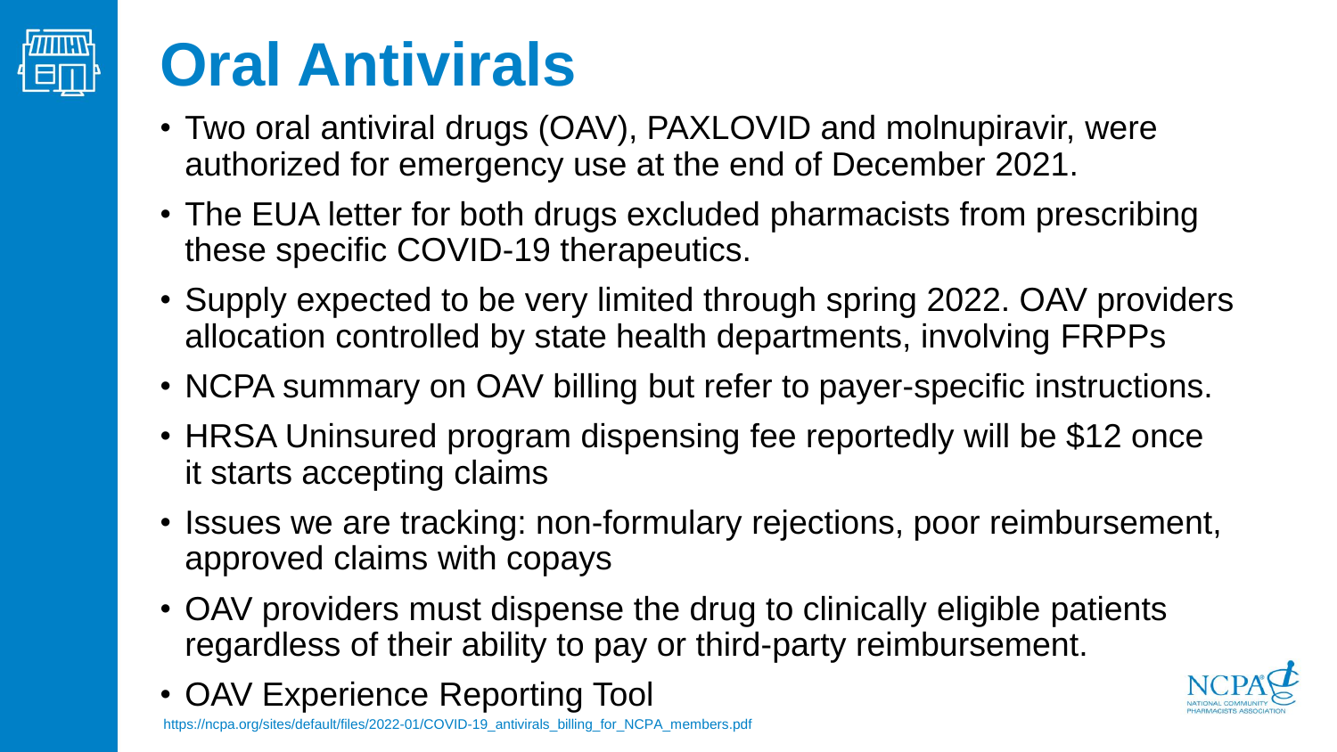# Oral Antivirals

- Two oral antiviral drugs (OAV), PAXLOVID and molnupiravir, were authorized for emergency use at the end of December 2021.
- The EUA letter for both drugs excluded pharmacists from prescribing these specific COVID-19 therapeutics.
- Supply expected to be very limited through spring 2022. OAV providers allocation controlled by state health departments, involving FRPPs
- NCPA summary on OAV billing but refer to payer-specific instructions.
- HRSA Uninsured program dispensing fee reportedly will be $12 once it starts accepting claims
- Issues we are tracking: non-formulary rejections, poor reimbursement, approved claims with copays
- OAV providers must dispense the drug to clinically eligible patients regardless of their ability to pay or third-party reimbursement.
- OAV Experience Reporting Tool

https://ncpa.org/sites/default/files/2022-01/COVID-19_antivirals_billing_for_NCPA_members.pdf

NCPA NATIONAL COMMUNITY PHARMACISTS ASSOCIATION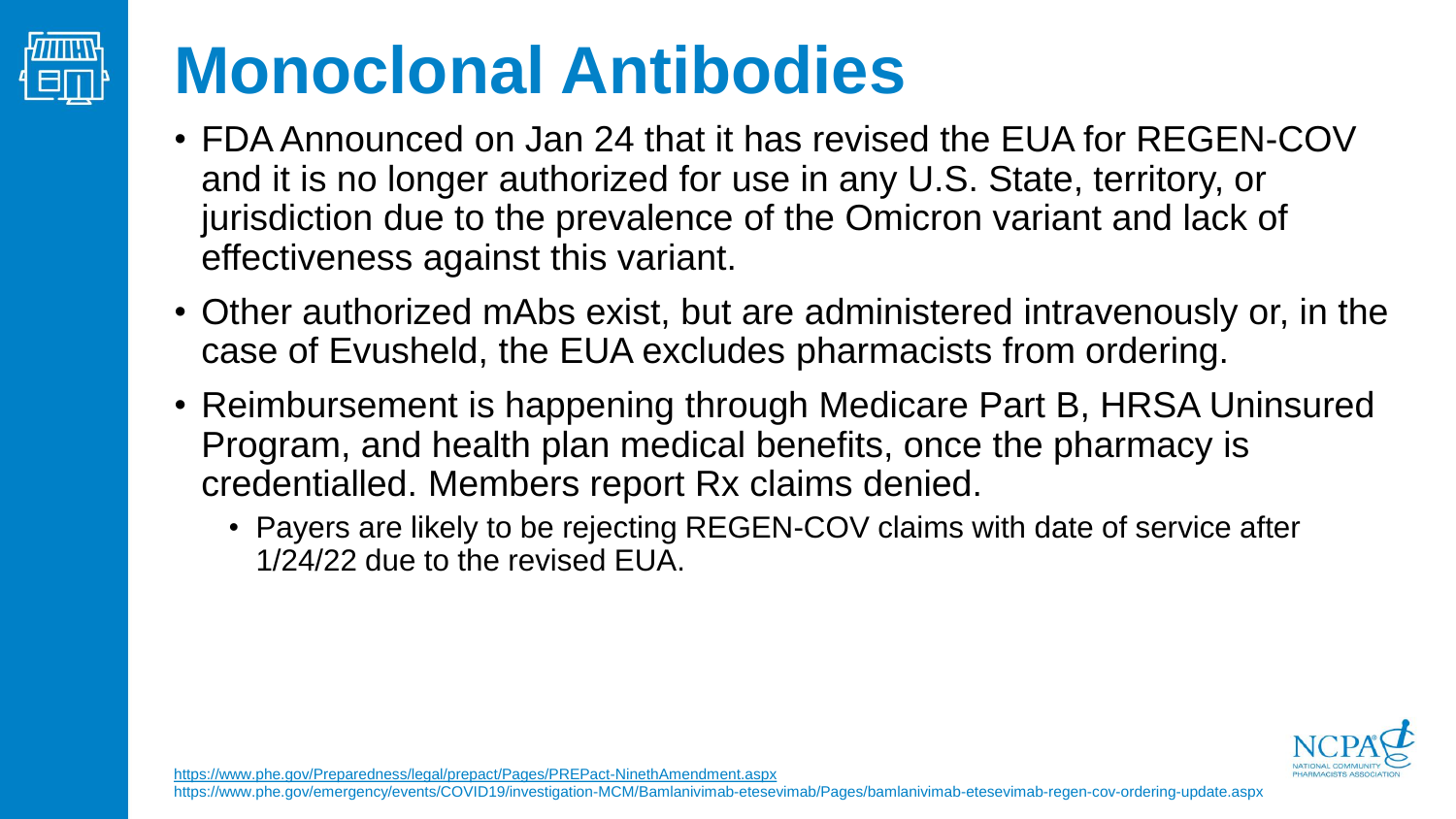# Monoclonal Antibodies

- FDA Announced on Jan 24 that it has revised the EUA for REGEN-COV and it is no longer authorized for use in any U.S. State, territory, or jurisdiction due to the prevalence of the Omicron variant and lack of effectiveness against this variant.
- Other authorized mAbs exist, but are administered intravenously or, in the case of Evusheld, the EUA excludes pharmacists from ordering.
- Reimbursement is happening through Medicare Part B, HRSA Uninsured Program, and health plan medical benefits, once the pharmacy is credentialled. Members report Rx claims denied.
  - Payers are likely to be rejecting REGEN-COV claims with date of service after 1/24/22 due to the revised EUA.

https://www.phe.gov/Preparedness/legal/prepact/Pages/PREPact-NinethAmendment.aspx
https://www.phe.gov/emergency/events/COVID19/investigation-MCM/Bamlanivimab-etesevimab/Pages/bamlanivimab-etesevimab-regen-cov-ordering-update.aspx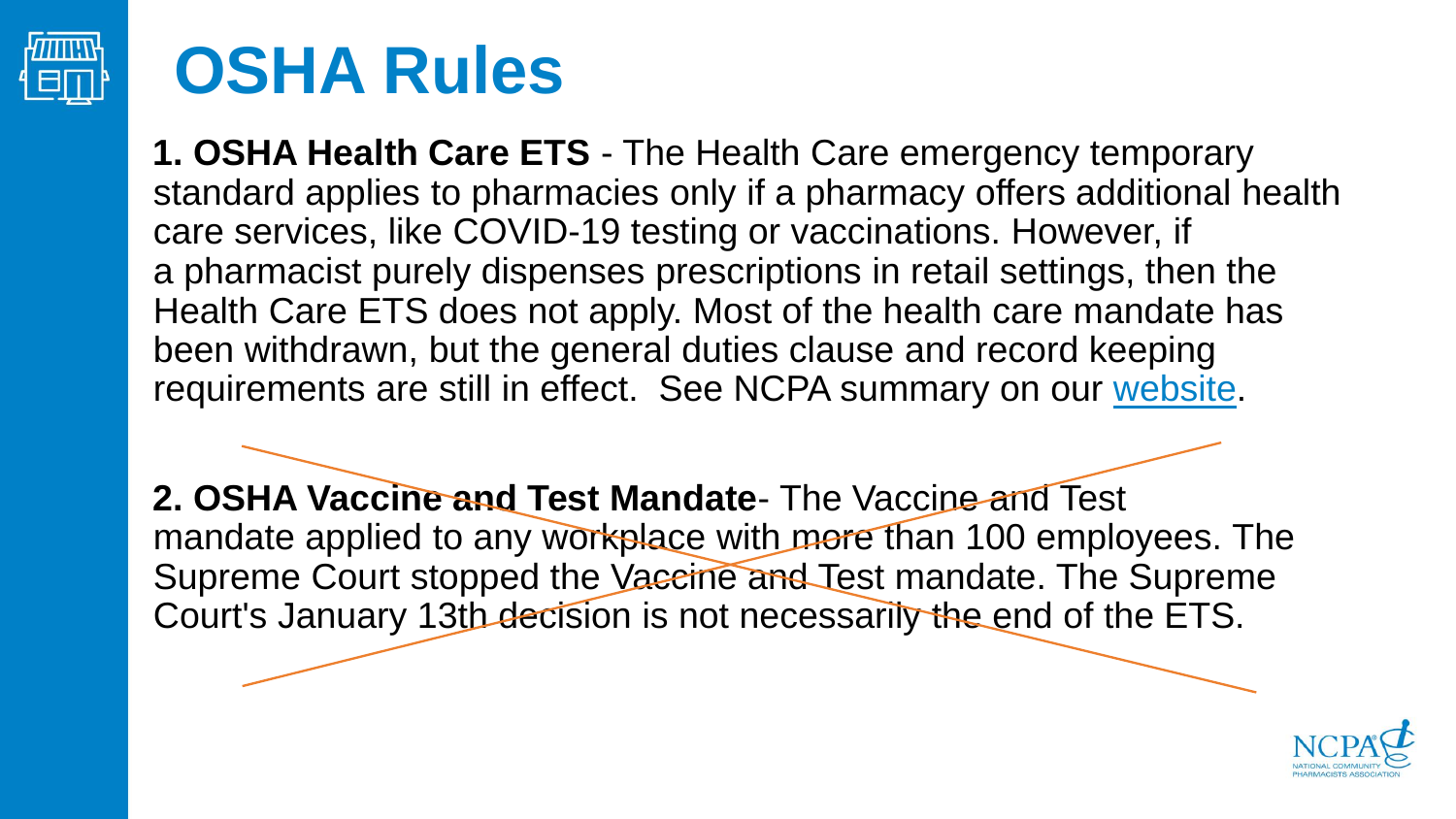# OSHA Rules

**1. OSHA Health Care ETS** - The Health Care emergency temporary standard applies to pharmacies only if a pharmacy offers additional health care services, like COVID-19 testing or vaccinations. However, if a pharmacist purely dispenses prescriptions in retail settings, then the Health Care ETS does not apply. Most of the health care mandate has been withdrawn, but the general duties clause and record keeping requirements are still in effect. See NCPA summary on our website.

~~**2. OSHA Vaccine and Test Mandate**- The Vaccine and Test mandate applied to any workplace with more than 100 employees. The Supreme Court stopped the Vaccine and Test mandate. The Supreme Court's January 13th decision is not necessarily the end of the ETS.~~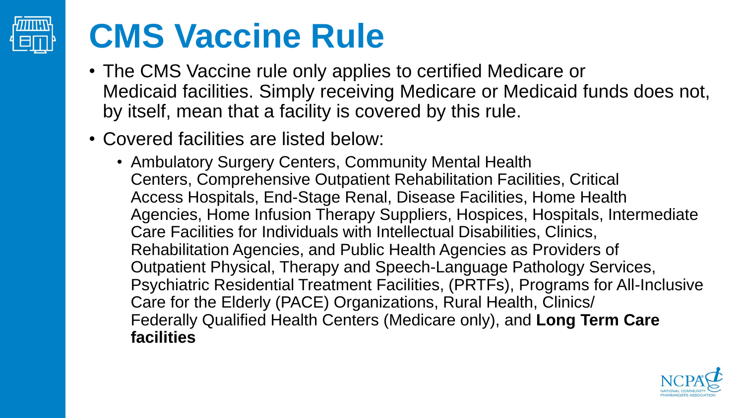# CMS Vaccine Rule

- The CMS Vaccine rule only applies to certified Medicare or Medicaid facilities. Simply receiving Medicare or Medicaid funds does not, by itself, mean that a facility is covered by this rule.
- Covered facilities are listed below:
  - Ambulatory Surgery Centers, Community Mental Health Centers, Comprehensive Outpatient Rehabilitation Facilities, Critical Access Hospitals, End-Stage Renal, Disease Facilities, Home Health Agencies, Home Infusion Therapy Suppliers, Hospices, Hospitals, Intermediate Care Facilities for Individuals with Intellectual Disabilities, Clinics, Rehabilitation Agencies, and Public Health Agencies as Providers of Outpatient Physical, Therapy and Speech-Language Pathology Services, Psychiatric Residential Treatment Facilities, (PRTFs), Programs for All-Inclusive Care for the Elderly (PACE) Organizations, Rural Health, Clinics/ Federally Qualified Health Centers (Medicare only), and **Long Term Care facilities**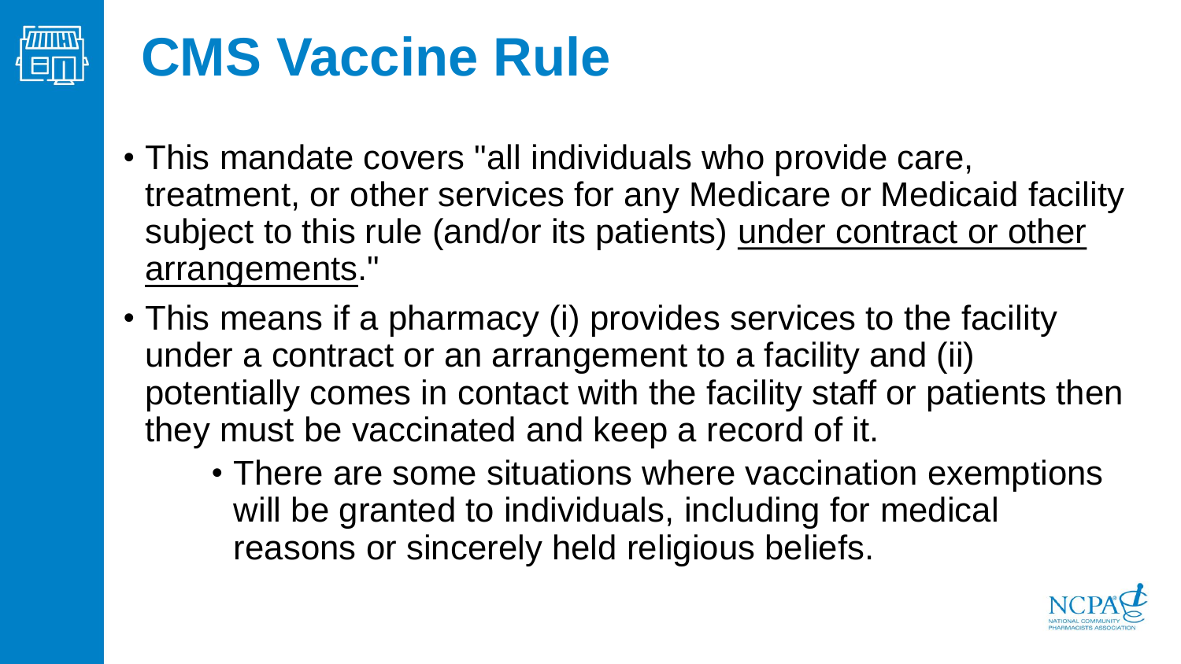# CMS Vaccine Rule

- This mandate covers "all individuals who provide care, treatment, or other services for any Medicare or Medicaid facility subject to this rule (and/or its patients) <u>under contract or other arrangements</u>."
- This means if a pharmacy (i) provides services to the facility under a contract or an arrangement to a facility and (ii) potentially comes in contact with the facility staff or patients then they must be vaccinated and keep a record of it.
  - There are some situations where vaccination exemptions will be granted to individuals, including for medical reasons or sincerely held religious beliefs.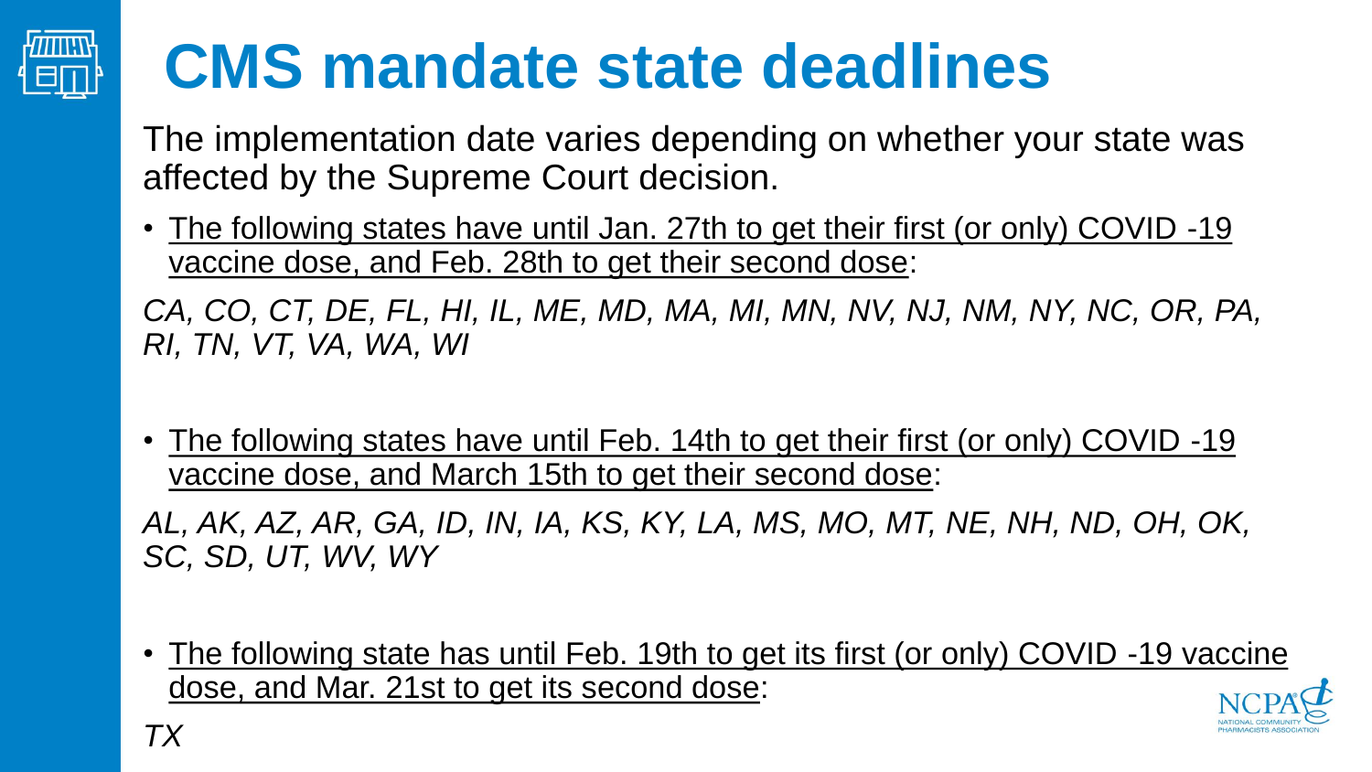# CMS mandate state deadlines

The implementation date varies depending on whether your state was affected by the Supreme Court decision.

- The following states have until Jan. 27th to get their first (or only) COVID -19 vaccine dose, and Feb. 28th to get their second dose:

*CA, CO, CT, DE, FL, HI, IL, ME, MD, MA, MI, MN, NV, NJ, NM, NY, NC, OR, PA, RI, TN, VT, VA, WA, WI*

- The following states have until Feb. 14th to get their first (or only) COVID -19 vaccine dose, and March 15th to get their second dose:

*AL, AK, AZ, AR, GA, ID, IN, IA, KS, KY, LA, MS, MO, MT, NE, NH, ND, OH, OK, SC, SD, UT, WV, WY*

- The following state has until Feb. 19th to get its first (or only) COVID -19 vaccine dose, and Mar. 21st to get its second dose:

*TX*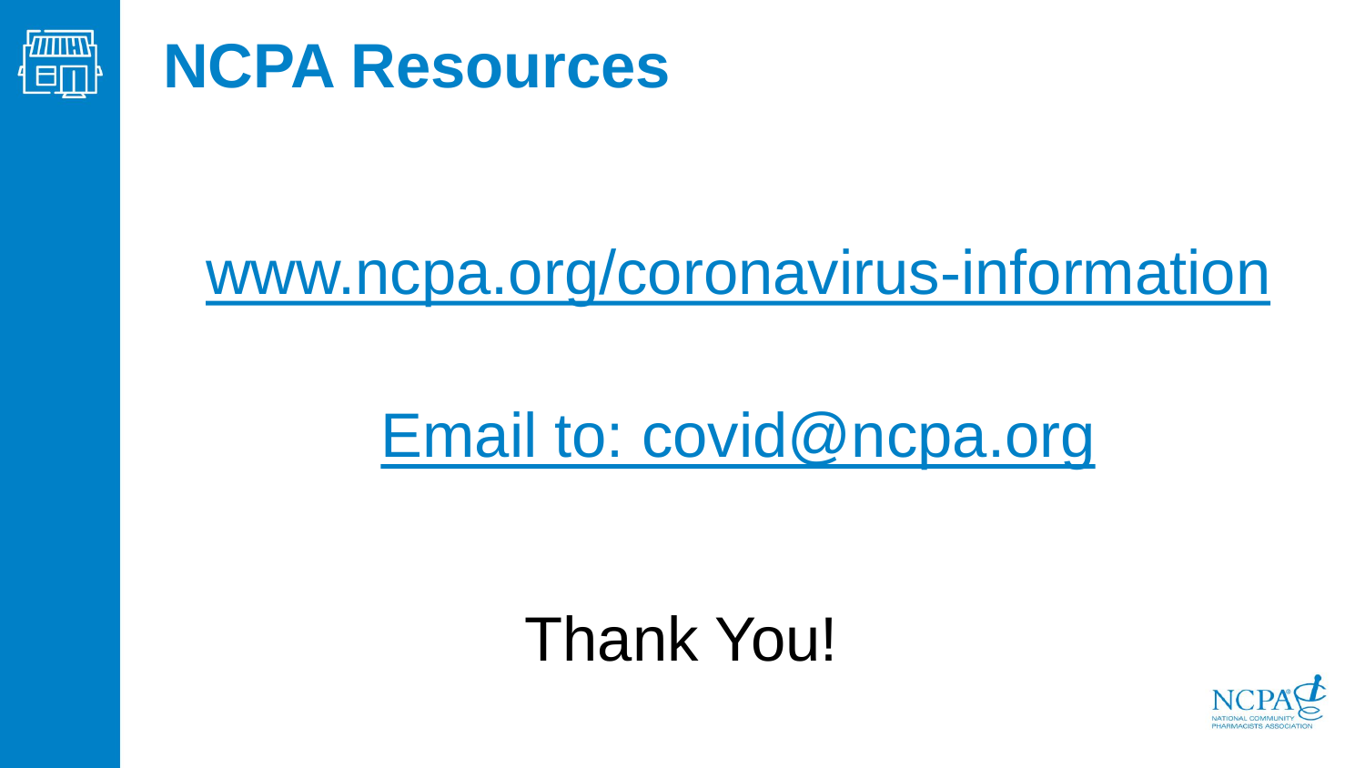# NCPA Resources

www.ncpa.org/coronavirus-information

Email to: covid@ncpa.org

Thank You!